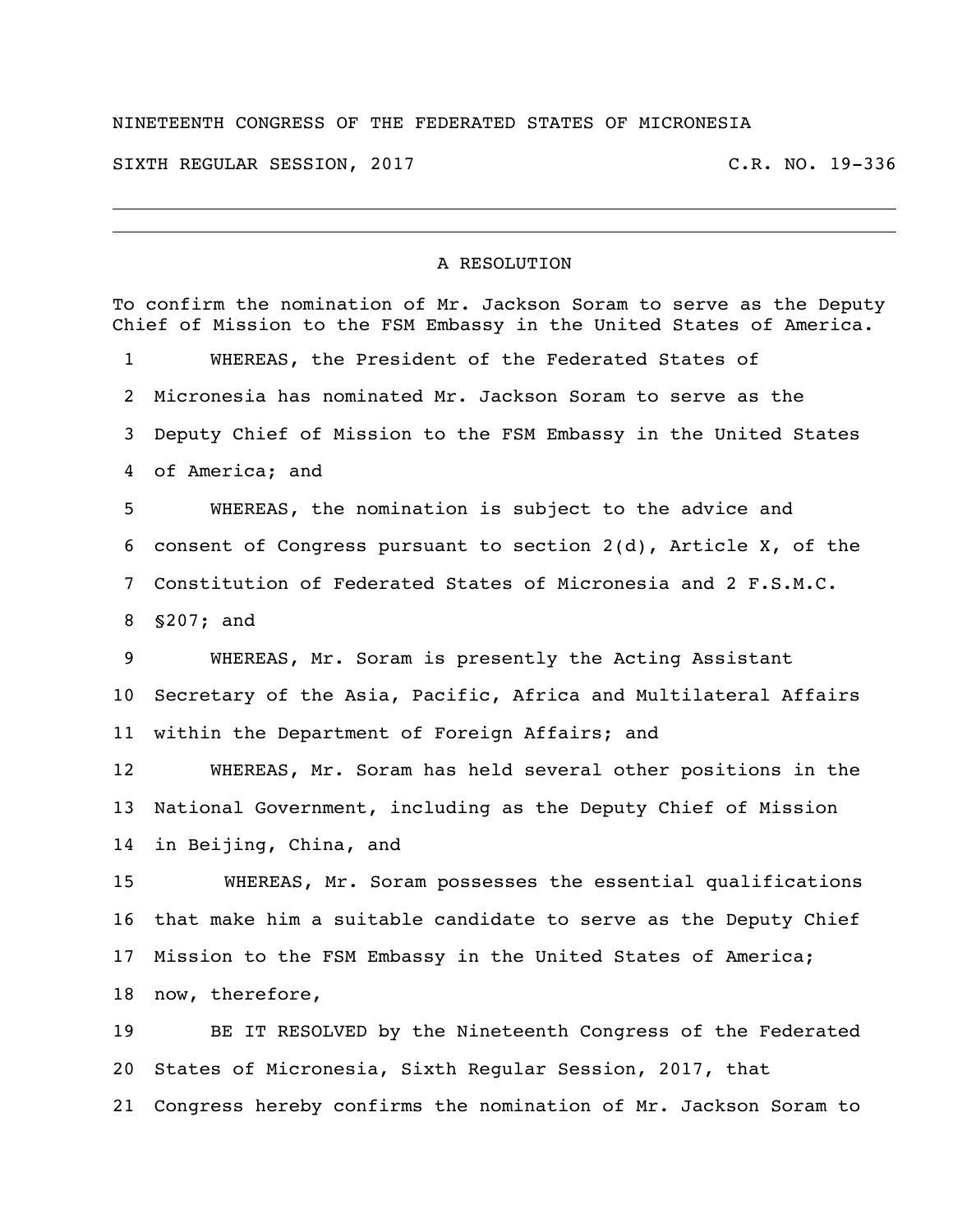NINETEENTH CONGRESS OF THE FEDERATED STATES OF MICRONESIA

SIXTH REGULAR SESSION, 2017 C.R. NO. 19-336

---

A RESOLUTION

To confirm the nomination of Mr. Jackson Soram to serve as the Deputy Chief of Mission to the FSM Embassy in the United States of America.

1 WHEREAS, the President of the Federated States of
2 Micronesia has nominated Mr. Jackson Soram to serve as the
3 Deputy Chief of Mission to the FSM Embassy in the United States
4 of America; and
5 WHEREAS, the nomination is subject to the advice and
6 consent of Congress pursuant to section 2(d), Article X, of the
7 Constitution of Federated States of Micronesia and 2 F.S.M.C.
8 §207; and
9 WHEREAS, Mr. Soram is presently the Acting Assistant
10 Secretary of the Asia, Pacific, Africa and Multilateral Affairs
11 within the Department of Foreign Affairs; and
12 WHEREAS, Mr. Soram has held several other positions in the
13 National Government, including as the Deputy Chief of Mission
14 in Beijing, China, and
15 WHEREAS, Mr. Soram possesses the essential qualifications
16 that make him a suitable candidate to serve as the Deputy Chief
17 Mission to the FSM Embassy in the United States of America;
18 now, therefore,
19 BE IT RESOLVED by the Nineteenth Congress of the Federated
20 States of Micronesia, Sixth Regular Session, 2017, that
21 Congress hereby confirms the nomination of Mr. Jackson Soram to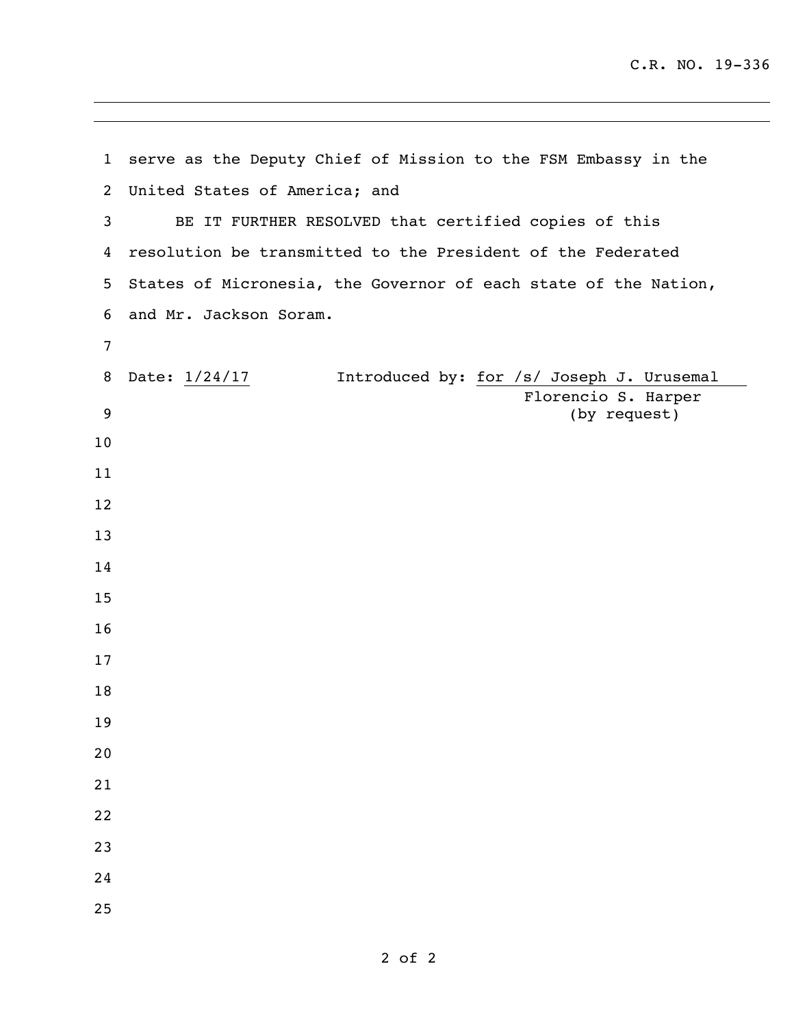serve as the Deputy Chief of Mission to the FSM Embassy in the United States of America; and

BE IT FURTHER RESOLVED that certified copies of this resolution be transmitted to the President of the Federated States of Micronesia, the Governor of each state of the Nation, and Mr. Jackson Soram.

Date: 1/24/17 Introduced by: for /s/ Joseph J. Urusemal

Florencio S. Harper
(by request)